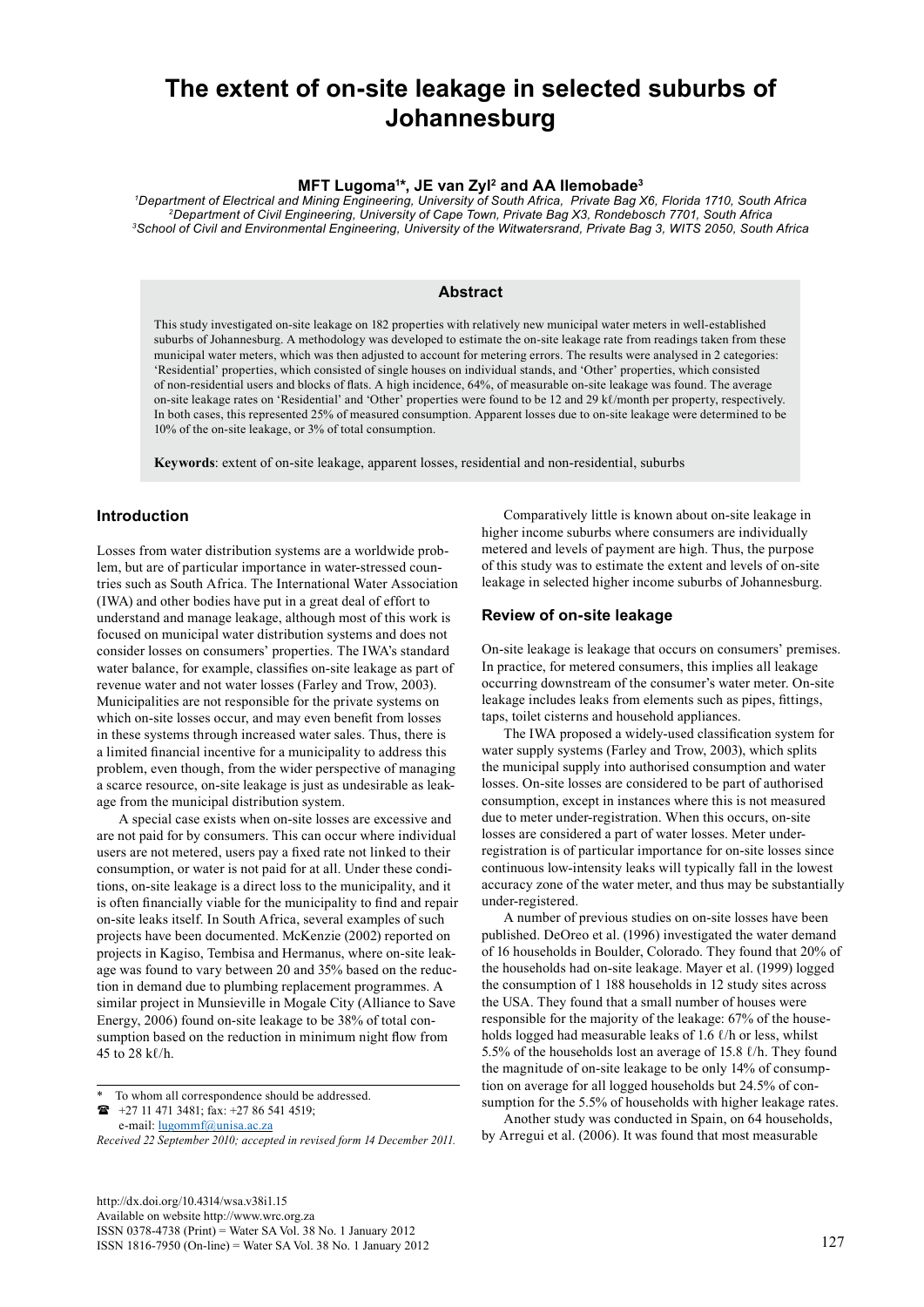# The extent of on-site leakage in selected suburbs of Johannesburg

**MFT Lugoma[1]\*, JE van Zyl[2] and AA Ilemobade[3]**

[1]*Department of Electrical and Mining Engineering, University of South Africa, Private Bag X6, Florida 1710, South Africa*
[2]*Department of Civil Engineering, University of Cape Town, Private Bag X3, Rondebosch 7701, South Africa*
[3]*School of Civil and Environmental Engineering, University of the Witwatersrand, Private Bag 3, WITS 2050, South Africa*

## Abstract

This study investigated on-site leakage on 182 properties with relatively new municipal water meters in well-established suburbs of Johannesburg. A methodology was developed to estimate the on-site leakage rate from readings taken from these municipal water meters, which was then adjusted to account for metering errors. The results were analysed in 2 categories: 'Residential' properties, which consisted of single houses on individual stands, and 'Other' properties, which consisted of non-residential users and blocks of flats. A high incidence, 64%, of measurable on-site leakage was found. The average on-site leakage rates on 'Residential' and 'Other' properties were found to be 12 and 29 kℓ/month per property, respectively. In both cases, this represented 25% of measured consumption. Apparent losses due to on-site leakage were determined to be 10% of the on-site leakage, or 3% of total consumption.

**Keywords**: extent of on-site leakage, apparent losses, residential and non-residential, suburbs

## Introduction

Losses from water distribution systems are a worldwide problem, but are of particular importance in water-stressed countries such as South Africa. The International Water Association (IWA) and other bodies have put in a great deal of effort to understand and manage leakage, although most of this work is focused on municipal water distribution systems and does not consider losses on consumers' properties. The IWA's standard water balance, for example, classifies on-site leakage as part of revenue water and not water losses (Farley and Trow, 2003). Municipalities are not responsible for the private systems on which on-site losses occur, and may even benefit from losses in these systems through increased water sales. Thus, there is a limited financial incentive for a municipality to address this problem, even though, from the wider perspective of managing a scarce resource, on-site leakage is just as undesirable as leakage from the municipal distribution system.

A special case exists when on-site losses are excessive and are not paid for by consumers. This can occur where individual users are not metered, users pay a fixed rate not linked to their consumption, or water is not paid for at all. Under these conditions, on-site leakage is a direct loss to the municipality, and it is often financially viable for the municipality to find and repair on-site leaks itself. In South Africa, several examples of such projects have been documented. McKenzie (2002) reported on projects in Kagiso, Tembisa and Hermanus, where on-site leakage was found to vary between 20 and 35% based on the reduction in demand due to plumbing replacement programmes. A similar project in Munsieville in Mogale City (Alliance to Save Energy, 2006) found on-site leakage to be 38% of total consumption based on the reduction in minimum night flow from 45 to 28 kℓ/h.

\* To whom all correspondence should be addressed.
☎ +27 11 471 3481; fax: +27 86 541 4519;
e-mail: lugommf@unisa.ac.za
*Received 22 September 2010; accepted in revised form 14 December 2011.*

Comparatively little is known about on-site leakage in higher income suburbs where consumers are individually metered and levels of payment are high. Thus, the purpose of this study was to estimate the extent and levels of on-site leakage in selected higher income suburbs of Johannesburg.

## Review of on-site leakage

On-site leakage is leakage that occurs on consumers' premises. In practice, for metered consumers, this implies all leakage occurring downstream of the consumer's water meter. On-site leakage includes leaks from elements such as pipes, fittings, taps, toilet cisterns and household appliances.

The IWA proposed a widely-used classification system for water supply systems (Farley and Trow, 2003), which splits the municipal supply into authorised consumption and water losses. On-site losses are considered to be part of authorised consumption, except in instances where this is not measured due to meter under-registration. When this occurs, on-site losses are considered a part of water losses. Meter under-registration is of particular importance for on-site losses since continuous low-intensity leaks will typically fall in the lowest accuracy zone of the water meter, and thus may be substantially under-registered.

A number of previous studies on on-site losses have been published. DeOreo et al. (1996) investigated the water demand of 16 households in Boulder, Colorado. They found that 20% of the households had on-site leakage. Mayer et al. (1999) logged the consumption of 1 188 households in 12 study sites across the USA. They found that a small number of houses were responsible for the majority of the leakage: 67% of the households logged had measurable leaks of 1.6 ℓ/h or less, whilst 5.5% of the households lost an average of 15.8 ℓ/h. They found the magnitude of on-site leakage to be only 14% of consumption on average for all logged households but 24.5% of consumption for the 5.5% of households with higher leakage rates.

Another study was conducted in Spain, on 64 households, by Arregui et al. (2006). It was found that most measurable

http://dx.doi.org/10.4314/wsa.v38i1.15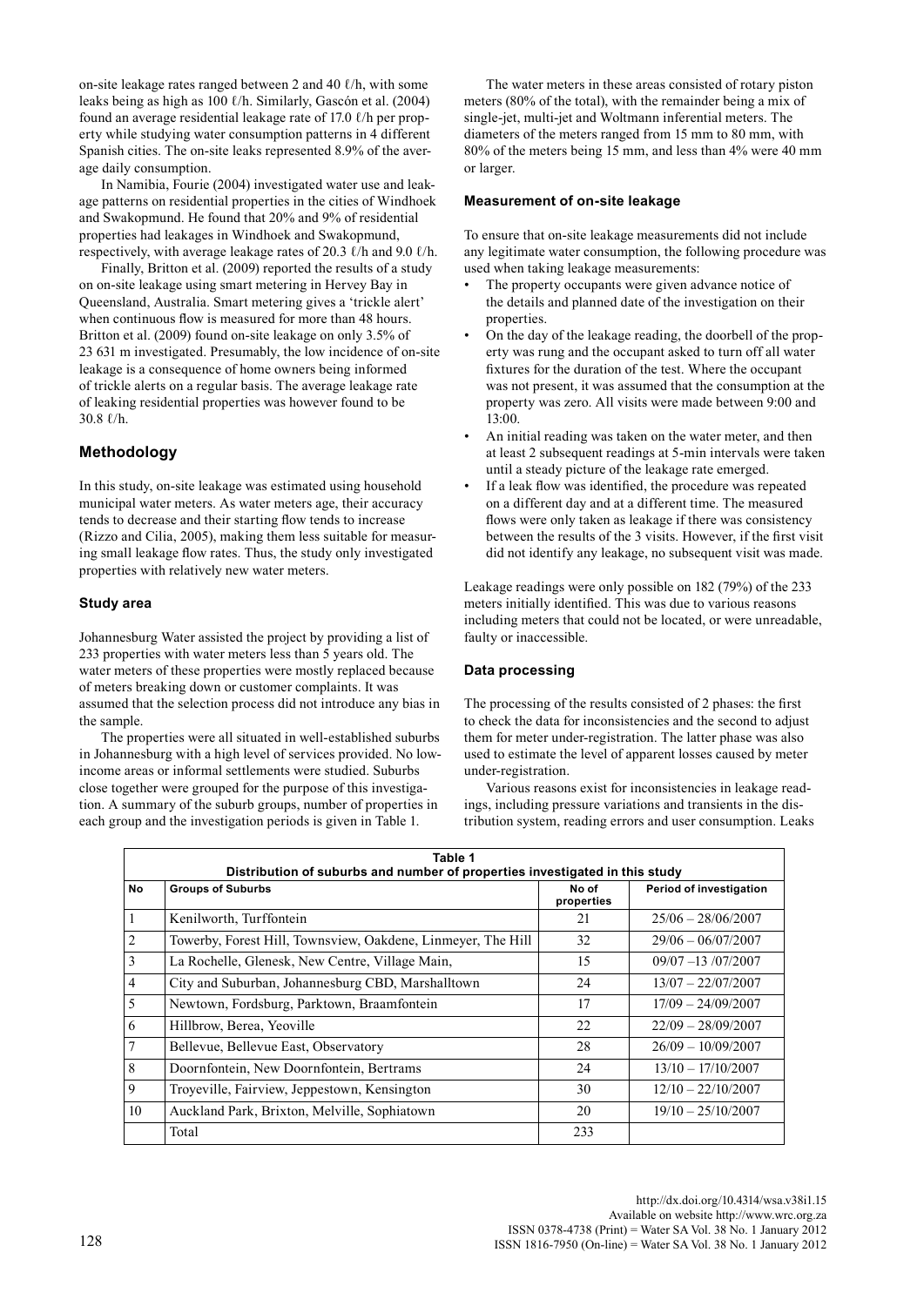on-site leakage rates ranged between 2 and 40 ℓ/h, with some leaks being as high as 100 ℓ/h. Similarly, Gascón et al. (2004) found an average residential leakage rate of 17.0 ℓ/h per property while studying water consumption patterns in 4 different Spanish cities. The on-site leaks represented 8.9% of the average daily consumption.

In Namibia, Fourie (2004) investigated water use and leakage patterns on residential properties in the cities of Windhoek and Swakopmund. He found that 20% and 9% of residential properties had leakages in Windhoek and Swakopmund, respectively, with average leakage rates of 20.3 ℓ/h and 9.0 ℓ/h.

Finally, Britton et al. (2009) reported the results of a study on on-site leakage using smart metering in Hervey Bay in Queensland, Australia. Smart metering gives a 'trickle alert' when continuous flow is measured for more than 48 hours. Britton et al. (2009) found on-site leakage on only 3.5% of 23 631 m investigated. Presumably, the low incidence of on-site leakage is a consequence of home owners being informed of trickle alerts on a regular basis. The average leakage rate of leaking residential properties was however found to be 30.8 ℓ/h.

## Methodology

In this study, on-site leakage was estimated using household municipal water meters. As water meters age, their accuracy tends to decrease and their starting flow tends to increase (Rizzo and Cilia, 2005), making them less suitable for measuring small leakage flow rates. Thus, the study only investigated properties with relatively new water meters.

### Study area

Johannesburg Water assisted the project by providing a list of 233 properties with water meters less than 5 years old. The water meters of these properties were mostly replaced because of meters breaking down or customer complaints. It was assumed that the selection process did not introduce any bias in the sample.

The properties were all situated in well-established suburbs in Johannesburg with a high level of services provided. No low-income areas or informal settlements were studied. Suburbs close together were grouped for the purpose of this investigation. A summary of the suburb groups, number of properties in each group and the investigation periods is given in Table 1.

The water meters in these areas consisted of rotary piston meters (80% of the total), with the remainder being a mix of single-jet, multi-jet and Woltmann inferential meters. The diameters of the meters ranged from 15 mm to 80 mm, with 80% of the meters being 15 mm, and less than 4% were 40 mm or larger.

### Measurement of on-site leakage

To ensure that on-site leakage measurements did not include any legitimate water consumption, the following procedure was used when taking leakage measurements:

- The property occupants were given advance notice of the details and planned date of the investigation on their properties.
- On the day of the leakage reading, the doorbell of the property was rung and the occupant asked to turn off all water fixtures for the duration of the test. Where the occupant was not present, it was assumed that the consumption at the property was zero. All visits were made between 9:00 and 13:00.
- An initial reading was taken on the water meter, and then at least 2 subsequent readings at 5-min intervals were taken until a steady picture of the leakage rate emerged.
- If a leak flow was identified, the procedure was repeated on a different day and at a different time. The measured flows were only taken as leakage if there was consistency between the results of the 3 visits. However, if the first visit did not identify any leakage, no subsequent visit was made.

Leakage readings were only possible on 182 (79%) of the 233 meters initially identified. This was due to various reasons including meters that could not be located, or were unreadable, faulty or inaccessible.

### Data processing

The processing of the results consisted of 2 phases: the first to check the data for inconsistencies and the second to adjust them for meter under-registration. The latter phase was also used to estimate the level of apparent losses caused by meter under-registration.

Various reasons exist for inconsistencies in leakage readings, including pressure variations and transients in the distribution system, reading errors and user consumption. Leaks

**Table 1**
**Distribution of suburbs and number of properties investigated in this study**

| No | Groups of Suburbs | No of properties | Period of investigation |
|---|---|---|---|
| 1 | Kenilworth, Turffontein | 21 | 25/06 – 28/06/2007 |
| 2 | Towerby, Forest Hill, Townsview, Oakdene, Linmeyer, The Hill | 32 | 29/06 – 06/07/2007 |
| 3 | La Rochelle, Glenesk, New Centre, Village Main, | 15 | 09/07 –13 /07/2007 |
| 4 | City and Suburban, Johannesburg CBD, Marshalltown | 24 | 13/07 – 22/07/2007 |
| 5 | Newtown, Fordsburg, Parktown, Braamfontein | 17 | 17/09 – 24/09/2007 |
| 6 | Hillbrow, Berea, Yeoville | 22 | 22/09 – 28/09/2007 |
| 7 | Bellevue, Bellevue East, Observatory | 28 | 26/09 – 10/09/2007 |
| 8 | Doornfontein, New Doornfontein, Bertrams | 24 | 13/10 – 17/10/2007 |
| 9 | Troyeville, Fairview, Jeppestown, Kensington | 30 | 12/10 – 22/10/2007 |
| 10 | Auckland Park, Brixton, Melville, Sophiatown | 20 | 19/10 – 25/10/2007 |
| | Total | 233 | |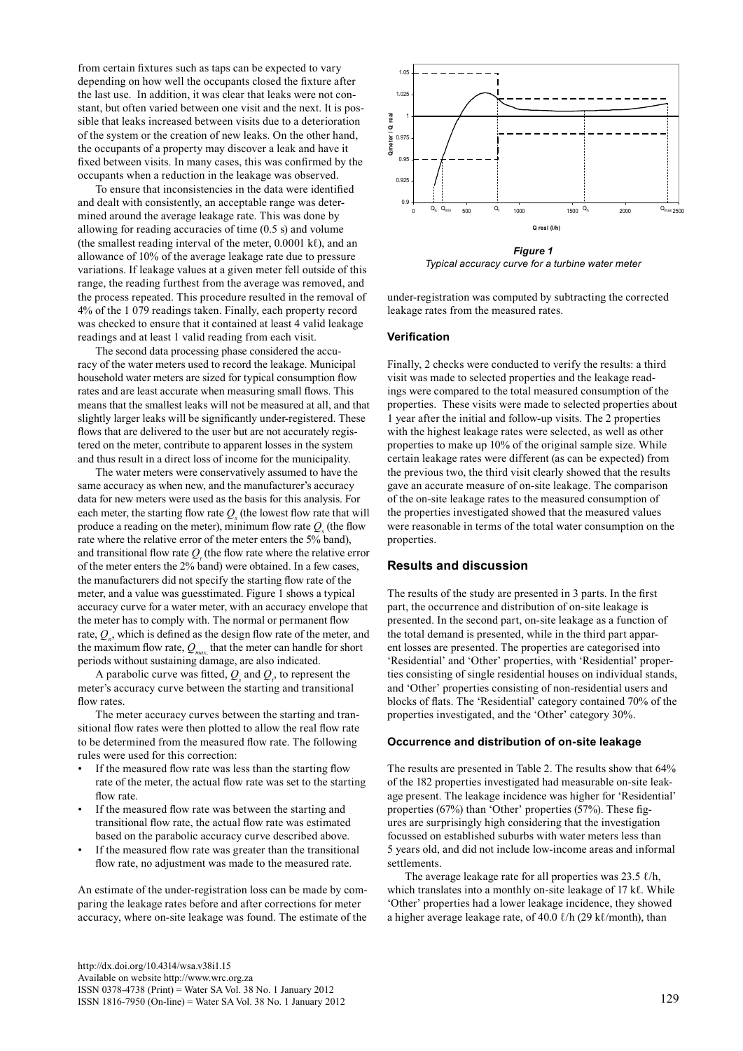from certain fixtures such as taps can be expected to vary depending on how well the occupants closed the fixture after the last use. In addition, it was clear that leaks were not constant, but often varied between one visit and the next. It is possible that leaks increased between visits due to a deterioration of the system or the creation of new leaks. On the other hand, the occupants of a property may discover a leak and have it fixed between visits. In many cases, this was confirmed by the occupants when a reduction in the leakage was observed.

To ensure that inconsistencies in the data were identified and dealt with consistently, an acceptable range was determined around the average leakage rate. This was done by allowing for reading accuracies of time (0.5 s) and volume (the smallest reading interval of the meter, 0.0001 kℓ), and an allowance of 10% of the average leakage rate due to pressure variations. If leakage values at a given meter fell outside of this range, the reading furthest from the average was removed, and the process repeated. This procedure resulted in the removal of 4% of the 1 079 readings taken. Finally, each property record was checked to ensure that it contained at least 4 valid leakage readings and at least 1 valid reading from each visit.

The second data processing phase considered the accuracy of the water meters used to record the leakage. Municipal household water meters are sized for typical consumption flow rates and are least accurate when measuring small flows. This means that the smallest leaks will not be measured at all, and that slightly larger leaks will be significantly under-registered. These flows that are delivered to the user but are not accurately registered on the meter, contribute to apparent losses in the system and thus result in a direct loss of income for the municipality.

The water meters were conservatively assumed to have the same accuracy as when new, and the manufacturer's accuracy data for new meters were used as the basis for this analysis. For each meter, the starting flow rate $Q_s$ (the lowest flow rate that will produce a reading on the meter), minimum flow rate $Q_s$ (the flow rate where the relative error of the meter enters the 5% band), and transitional flow rate $Q_t$ (the flow rate where the relative error of the meter enters the 2% band) were obtained. In a few cases, the manufacturers did not specify the starting flow rate of the meter, and a value was guesstimated. Figure 1 shows a typical accuracy curve for a water meter, with an accuracy envelope that the meter has to comply with. The normal or permanent flow rate, $Q_n$, which is defined as the design flow rate of the meter, and the maximum flow rate, $Q_{max,}$ that the meter can handle for short periods without sustaining damage, are also indicated.

A parabolic curve was fitted, $Q_s$ and $Q_t$, to represent the meter's accuracy curve between the starting and transitional flow rates.

The meter accuracy curves between the starting and transitional flow rates were then plotted to allow the real flow rate to be determined from the measured flow rate. The following rules were used for this correction:

- If the measured flow rate was less than the starting flow rate of the meter, the actual flow rate was set to the starting flow rate.
- If the measured flow rate was between the starting and transitional flow rate, the actual flow rate was estimated based on the parabolic accuracy curve described above.
- If the measured flow rate was greater than the transitional flow rate, no adjustment was made to the measured rate.

An estimate of the under-registration loss can be made by comparing the leakage rates before and after corrections for meter accuracy, where on-site leakage was found. The estimate of the under-registration was computed by subtracting the corrected leakage rates from the measured rates.

Qmeter / Q real

1.05
1.025
1
0.975
0.95
0.925
0.9

0 $Q_s$ $Q_{min}$ 500 $Q_t$ 1000 1500 $Q_n$ 2000 $Q_{max}$ 2500

Q real (l/h)

***Figure 1***
*Typical accuracy curve for a turbine water meter*

### Verification

Finally, 2 checks were conducted to verify the results: a third visit was made to selected properties and the leakage readings were compared to the total measured consumption of the properties. These visits were made to selected properties about 1 year after the initial and follow-up visits. The 2 properties with the highest leakage rates were selected, as well as other properties to make up 10% of the original sample size. While certain leakage rates were different (as can be expected) from the previous two, the third visit clearly showed that the results gave an accurate measure of on-site leakage. The comparison of the on-site leakage rates to the measured consumption of the properties investigated showed that the measured values were reasonable in terms of the total water consumption on the properties.

## Results and discussion

The results of the study are presented in 3 parts. In the first part, the occurrence and distribution of on-site leakage is presented. In the second part, on-site leakage as a function of the total demand is presented, while in the third part apparent losses are presented. The properties are categorised into 'Residential' and 'Other' properties, with 'Residential' properties consisting of single residential houses on individual stands, and 'Other' properties consisting of non-residential users and blocks of flats. The 'Residential' category contained 70% of the properties investigated, and the 'Other' category 30%.

### Occurrence and distribution of on-site leakage

The results are presented in Table 2. The results show that 64% of the 182 properties investigated had measurable on-site leakage present. The leakage incidence was higher for 'Residential' properties (67%) than 'Other' properties (57%). These figures are surprisingly high considering that the investigation focussed on established suburbs with water meters less than 5 years old, and did not include low-income areas and informal settlements.

The average leakage rate for all properties was 23.5 ℓ/h, which translates into a monthly on-site leakage of 17 kℓ. While 'Other' properties had a lower leakage incidence, they showed a higher average leakage rate, of 40.0 ℓ/h (29 kℓ/month), than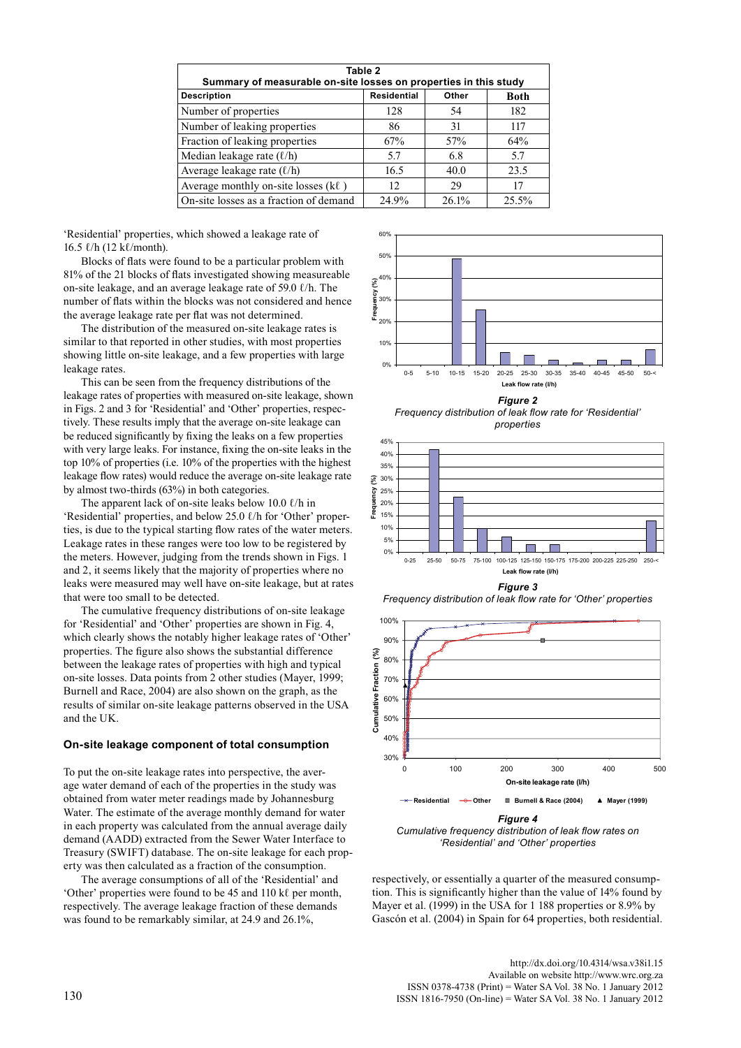**Table 2**
**Summary of measurable on-site losses on properties in this study**

| Description | Residential | Other | Both |
|---|---|---|---|
| Number of properties | 128 | 54 | 182 |
| Number of leaking properties | 86 | 31 | 117 |
| Fraction of leaking properties | 67% | 57% | 64% |
| Median leakage rate (ℓ/h) | 5.7 | 6.8 | 5.7 |
| Average leakage rate (ℓ/h) | 16.5 | 40.0 | 23.5 |
| Average monthly on-site losses (kℓ ) | 12 | 29 | 17 |
| On-site losses as a fraction of demand | 24.9% | 26.1% | 25.5% |

'Residential' properties, which showed a leakage rate of 16.5 ℓ/h (12 kℓ/month).

Blocks of flats were found to be a particular problem with 81% of the 21 blocks of flats investigated showing measureable on-site leakage, and an average leakage rate of 59.0 ℓ/h. The number of flats within the blocks was not considered and hence the average leakage rate per flat was not determined.

The distribution of the measured on-site leakage rates is similar to that reported in other studies, with most properties showing little on-site leakage, and a few properties with large leakage rates.

This can be seen from the frequency distributions of the leakage rates of properties with measured on-site leakage, shown in Figs. 2 and 3 for 'Residential' and 'Other' properties, respectively. These results imply that the average on-site leakage can be reduced significantly by fixing the leaks on a few properties with very large leaks. For instance, fixing the on-site leaks in the top 10% of properties (i.e. 10% of the properties with the highest leakage flow rates) would reduce the average on-site leakage rate by almost two-thirds (63%) in both categories.

The apparent lack of on-site leaks below 10.0 ℓ/h in 'Residential' properties, and below 25.0 ℓ/h for 'Other' properties, is due to the typical starting flow rates of the water meters. Leakage rates in these ranges were too low to be registered by the meters. However, judging from the trends shown in Figs. 1 and 2, it seems likely that the majority of properties where no leaks were measured may well have on-site leakage, but at rates that were too small to be detected.

The cumulative frequency distributions of on-site leakage for 'Residential' and 'Other' properties are shown in Fig. 4, which clearly shows the notably higher leakage rates of 'Other' properties. The figure also shows the substantial difference between the leakage rates of properties with high and typical on-site losses. Data points from 2 other studies (Mayer, 1999; Burnell and Race, 2004) are also shown on the graph, as the results of similar on-site leakage patterns observed in the USA and the UK.

60%
50%
40%
30%
20%
10%
0%
Frequency (%)
0-5 5-10 10-15 15-20 20-25 25-30 30-35 35-40 40-45 45-50 50-<
Leak flow rate (l/h)

***Figure 2***
*Frequency distribution of leak flow rate for 'Residential' properties*

45%
40%
35%
30%
25%
20%
15%
10%
5%
0%
Frequency (%)
0-25 25-50 50-75 75-100 100-125 125-150 150-175 175-200 200-225 225-250 250-<
Leak flow rate (l/h)

***Figure 3***
*Frequency distribution of leak flow rate for 'Other' properties*

100%
90%
80%
70%
60%
50%
40%
30%
Cumulative Fraction (%)
0 100 200 300 400 500
On-site leakage rate (l/h)
Residential Other Burnell & Race (2004) Mayer (1999)

***Figure 4***
*Cumulative frequency distribution of leak flow rates on 'Residential' and 'Other' properties*

## On-site leakage component of total consumption

To put the on-site leakage rates into perspective, the average water demand of each of the properties in the study was obtained from water meter readings made by Johannesburg Water. The estimate of the average monthly demand for water in each property was calculated from the annual average daily demand (AADD) extracted from the Sewer Water Interface to Treasury (SWIFT) database. The on-site leakage for each property was then calculated as a fraction of the consumption.

The average consumptions of all of the 'Residential' and 'Other' properties were found to be 45 and 110 kℓ per month, respectively. The average leakage fraction of these demands was found to be remarkably similar, at 24.9 and 26.1%, respectively, or essentially a quarter of the measured consumption. This is significantly higher than the value of 14% found by Mayer et al. (1999) in the USA for 1 188 properties or 8.9% by Gascón et al. (2004) in Spain for 64 properties, both residential.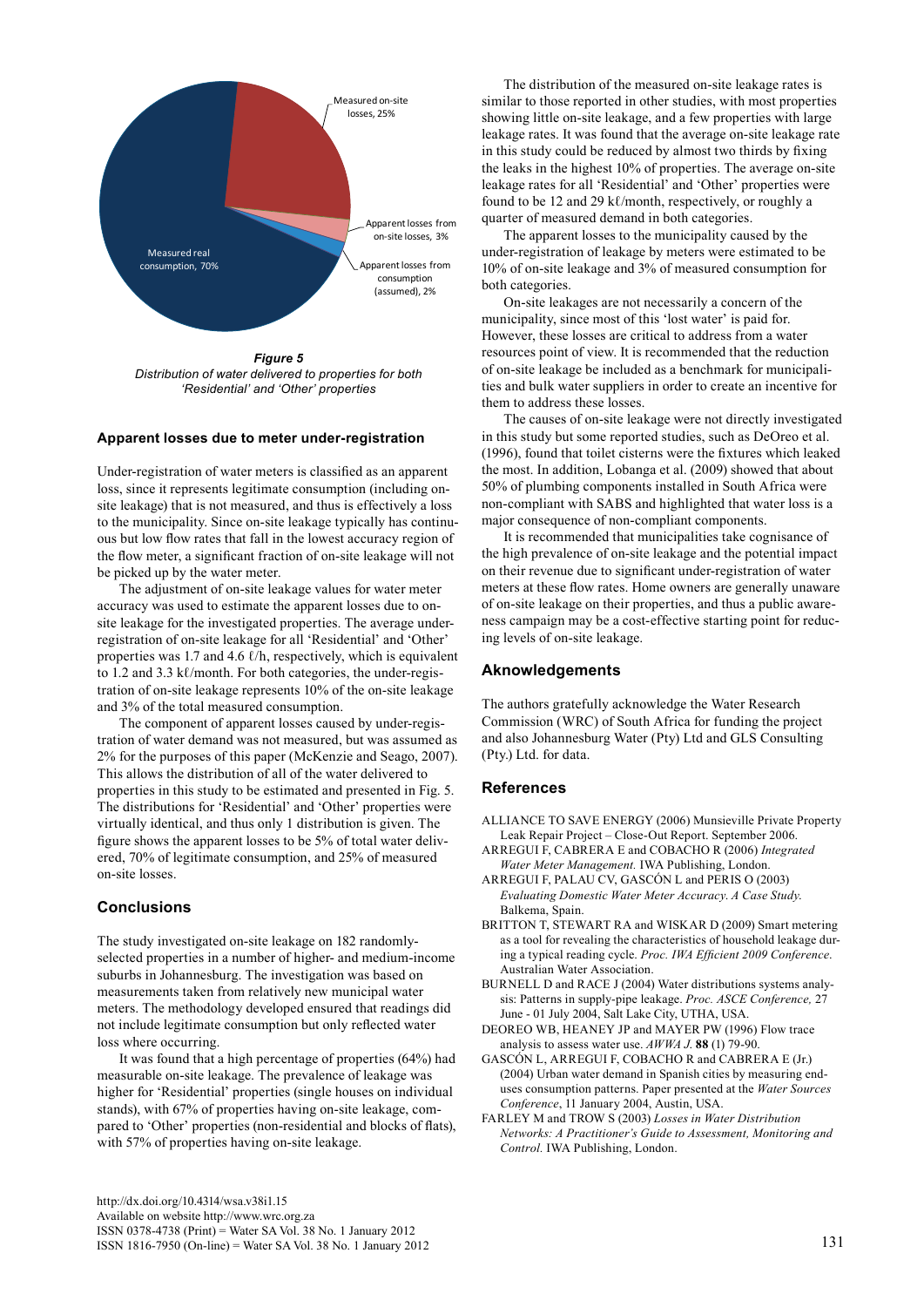Measured on-site losses, 25%

Apparent losses from on-site losses, 3%

Apparent losses from consumption (assumed), 2%

Measured real consumption, 70%

***Figure 5***

*Distribution of water delivered to properties for both 'Residential' and 'Other' properties*

## Apparent losses due to meter under-registration

Under-registration of water meters is classified as an apparent loss, since it represents legitimate consumption (including on-site leakage) that is not measured, and thus is effectively a loss to the municipality. Since on-site leakage typically has continuous but low flow rates that fall in the lowest accuracy region of the flow meter, a significant fraction of on-site leakage will not be picked up by the water meter.

The adjustment of on-site leakage values for water meter accuracy was used to estimate the apparent losses due to on-site leakage for the investigated properties. The average under-registration of on-site leakage for all 'Residential' and 'Other' properties was 1.7 and 4.6 ℓ/h, respectively, which is equivalent to 1.2 and 3.3 kℓ/month. For both categories, the under-registration of on-site leakage represents 10% of the on-site leakage and 3% of the total measured consumption.

The component of apparent losses caused by under-registration of water demand was not measured, but was assumed as 2% for the purposes of this paper (McKenzie and Seago, 2007). This allows the distribution of all of the water delivered to properties in this study to be estimated and presented in Fig. 5. The distributions for 'Residential' and 'Other' properties were virtually identical, and thus only 1 distribution is given. The figure shows the apparent losses to be 5% of total water delivered, 70% of legitimate consumption, and 25% of measured on-site losses.

## Conclusions

The study investigated on-site leakage on 182 randomly-selected properties in a number of higher- and medium-income suburbs in Johannesburg. The investigation was based on measurements taken from relatively new municipal water meters. The methodology developed ensured that readings did not include legitimate consumption but only reflected water loss where occurring.

It was found that a high percentage of properties (64%) had measurable on-site leakage. The prevalence of leakage was higher for 'Residential' properties (single houses on individual stands), with 67% of properties having on-site leakage, compared to 'Other' properties (non-residential and blocks of flats), with 57% of properties having on-site leakage.

The distribution of the measured on-site leakage rates is similar to those reported in other studies, with most properties showing little on-site leakage, and a few properties with large leakage rates. It was found that the average on-site leakage rate in this study could be reduced by almost two thirds by fixing the leaks in the highest 10% of properties. The average on-site leakage rates for all 'Residential' and 'Other' properties were found to be 12 and 29 kℓ/month, respectively, or roughly a quarter of measured demand in both categories.

The apparent losses to the municipality caused by the under-registration of leakage by meters were estimated to be 10% of on-site leakage and 3% of measured consumption for both categories.

On-site leakages are not necessarily a concern of the municipality, since most of this 'lost water' is paid for. However, these losses are critical to address from a water resources point of view. It is recommended that the reduction of on-site leakage be included as a benchmark for municipalities and bulk water suppliers in order to create an incentive for them to address these losses.

The causes of on-site leakage were not directly investigated in this study but some reported studies, such as DeOreo et al. (1996), found that toilet cisterns were the fixtures which leaked the most. In addition, Lobanga et al. (2009) showed that about 50% of plumbing components installed in South Africa were non-compliant with SABS and highlighted that water loss is a major consequence of non-compliant components.

It is recommended that municipalities take cognisance of the high prevalence of on-site leakage and the potential impact on their revenue due to significant under-registration of water meters at these flow rates. Home owners are generally unaware of on-site leakage on their properties, and thus a public awareness campaign may be a cost-effective starting point for reducing levels of on-site leakage.

## Aknowledgements

The authors gratefully acknowledge the Water Research Commission (WRC) of South Africa for funding the project and also Johannesburg Water (Pty) Ltd and GLS Consulting (Pty.) Ltd. for data.

## References

ALLIANCE TO SAVE ENERGY (2006) Munsieville Private Property Leak Repair Project – Close-Out Report. September 2006.

ARREGUI F, CABRERA E and COBACHO R (2006) *Integrated Water Meter Management.* IWA Publishing, London.

ARREGUI F, PALAU CV, GASCÓN L and PERIS O (2003) *Evaluating Domestic Water Meter Accuracy. A Case Study.* Balkema, Spain.

BRITTON T, STEWART RA and WISKAR D (2009) Smart metering as a tool for revealing the characteristics of household leakage during a typical reading cycle. *Proc. IWA Efficient 2009 Conference.* Australian Water Association.

BURNELL D and RACE J (2004) Water distributions systems analysis: Patterns in supply-pipe leakage. *Proc. ASCE Conference,* 27 June - 01 July 2004, Salt Lake City, UTHA, USA.

DEOREO WB, HEANEY JP and MAYER PW (1996) Flow trace analysis to assess water use. *AWWA J.* **88** (1) 79-90.

GASCÓN L, ARREGUI F, COBACHO R and CABRERA E (Jr.) (2004) Urban water demand in Spanish cities by measuring end-uses consumption patterns. Paper presented at the *Water Sources Conference*, 11 January 2004, Austin, USA.

FARLEY M and TROW S (2003) *Losses in Water Distribution Networks: A Practitioner's Guide to Assessment, Monitoring and Control.* IWA Publishing, London.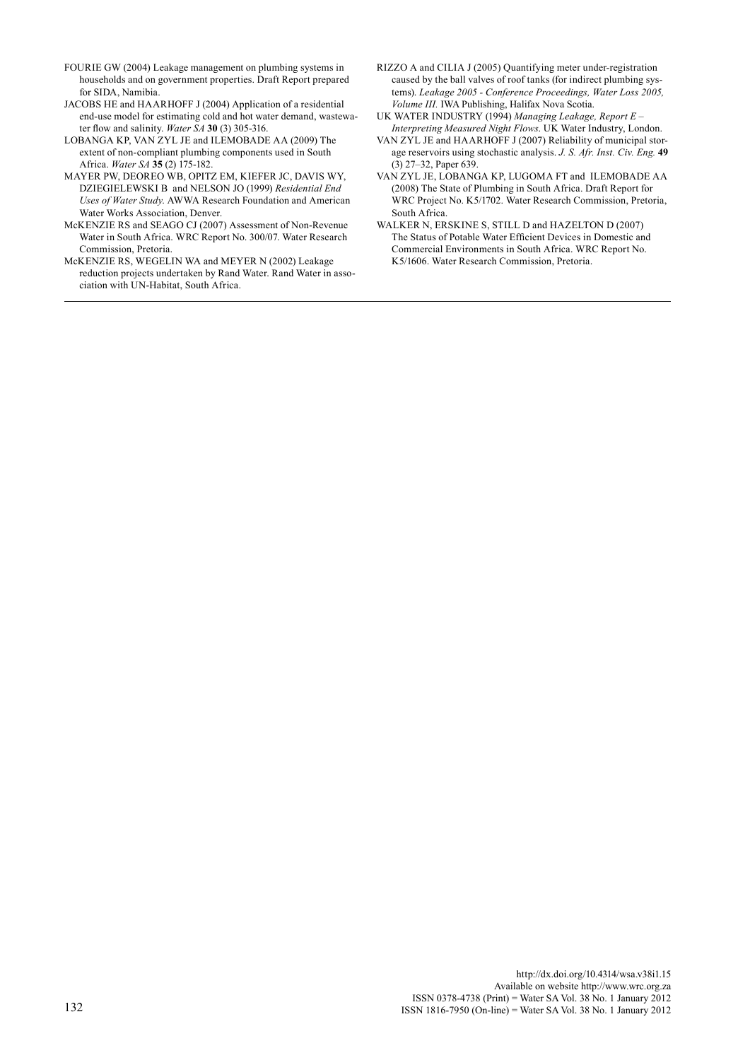FOURIE GW (2004) Leakage management on plumbing systems in households and on government properties. Draft Report prepared for SIDA, Namibia.

JACOBS HE and HAARHOFF J (2004) Application of a residential end-use model for estimating cold and hot water demand, wastewater flow and salinity. *Water SA* **30** (3) 305-316.

LOBANGA KP, VAN ZYL JE and ILEMOBADE AA (2009) The extent of non-compliant plumbing components used in South Africa. *Water SA* **35** (2) 175-182.

MAYER PW, DEOREO WB, OPITZ EM, KIEFER JC, DAVIS WY, DZIEGIELEWSKI B and NELSON JO (1999) *Residential End Uses of Water Study.* AWWA Research Foundation and American Water Works Association, Denver.

McKENZIE RS and SEAGO CJ (2007) Assessment of Non-Revenue Water in South Africa. WRC Report No. 300/07. Water Research Commission, Pretoria.

McKENZIE RS, WEGELIN WA and MEYER N (2002) Leakage reduction projects undertaken by Rand Water. Rand Water in association with UN-Habitat, South Africa.

RIZZO A and CILIA J (2005) Quantifying meter under-registration caused by the ball valves of roof tanks (for indirect plumbing systems). *Leakage 2005 - Conference Proceedings, Water Loss 2005, Volume III.* IWA Publishing, Halifax Nova Scotia.

UK WATER INDUSTRY (1994) *Managing Leakage, Report E – Interpreting Measured Night Flows*. UK Water Industry, London.

VAN ZYL JE and HAARHOFF J (2007) Reliability of municipal storage reservoirs using stochastic analysis. *J. S. Afr. Inst. Civ. Eng.* **49** (3) 27–32, Paper 639.

VAN ZYL JE, LOBANGA KP, LUGOMA FT and ILEMOBADE AA (2008) The State of Plumbing in South Africa. Draft Report for WRC Project No. K5/1702. Water Research Commission, Pretoria, South Africa.

WALKER N, ERSKINE S, STILL D and HAZELTON D (2007) The Status of Potable Water Efficient Devices in Domestic and Commercial Environments in South Africa. WRC Report No. K5/1606. Water Research Commission, Pretoria.